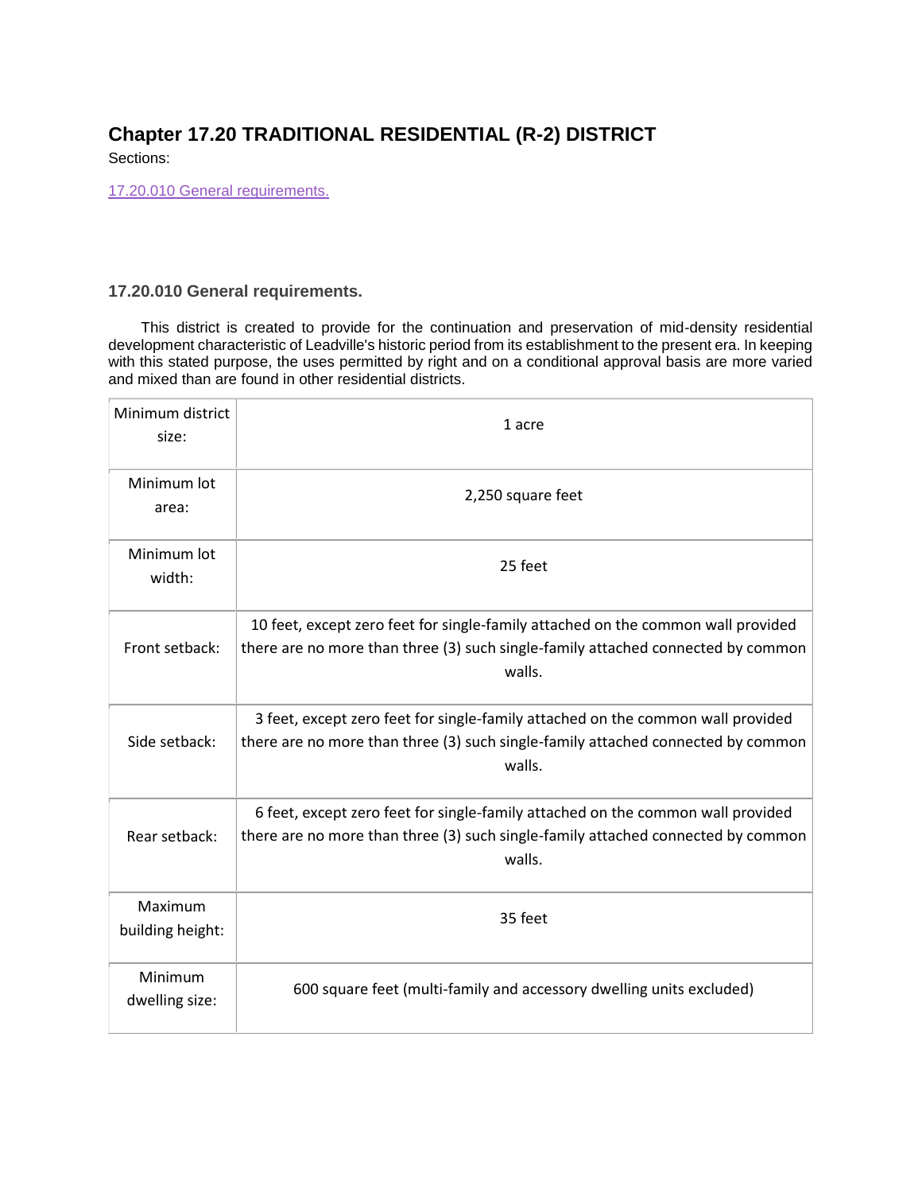# Chapter 17.20 TRADITIONAL RESIDENTIAL (R-2) DISTRICT

Sections:

17.20.010 General requirements.

### 17.20.010 General requirements.

This district is created to provide for the continuation and preservation of mid-density residential development characteristic of Leadville's historic period from its establishment to the present era. In keeping with this stated purpose, the uses permitted by right and on a conditional approval basis are more varied and mixed than are found in other residential districts.

| | |
|---|---|
| Minimum district size: | 1 acre |
| Minimum lot area: | 2,250 square feet |
| Minimum lot width: | 25 feet |
| Front setback: | 10 feet, except zero feet for single-family attached on the common wall provided there are no more than three (3) such single-family attached connected by common walls. |
| Side setback: | 3 feet, except zero feet for single-family attached on the common wall provided there are no more than three (3) such single-family attached connected by common walls. |
| Rear setback: | 6 feet, except zero feet for single-family attached on the common wall provided there are no more than three (3) such single-family attached connected by common walls. |
| Maximum building height: | 35 feet |
| Minimum dwelling size: | 600 square feet (multi-family and accessory dwelling units excluded) |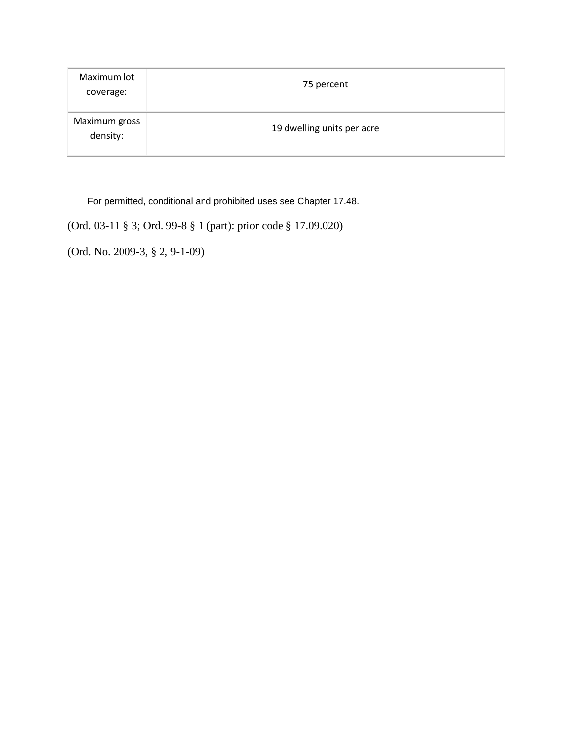| | |
|---|---|
| Maximum lot coverage: | 75 percent |
| Maximum gross density: | 19 dwelling units per acre |

For permitted, conditional and prohibited uses see Chapter 17.48.

(Ord. 03-11 § 3; Ord. 99-8 § 1 (part): prior code § 17.09.020)

(Ord. No. 2009-3, § 2, 9-1-09)